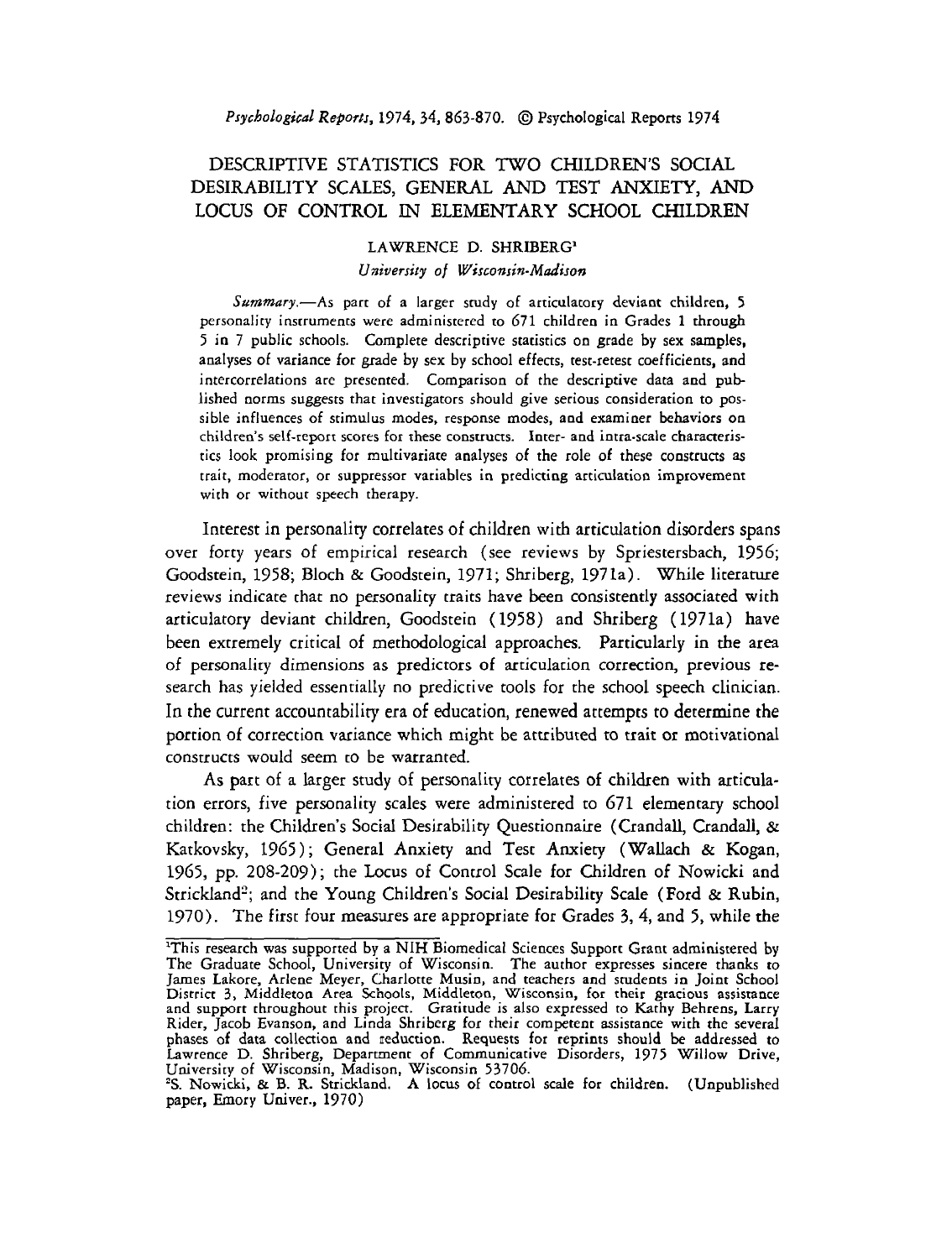# DESCRIPTIVE STATISTICS FOR TWO CHILDREN'S SOCIAL DESIRABILITY SCALES, GENERAL AND TEST ANXIETY, AND LOCUS OF CONTROL IN ELEMENTARY SCHOOL CHILDREN

LAWRENCE D. SHRIBERG[1]

*University of Wisconsin-Madison*

*Summary.*—As part of a larger study of articulatory deviant children, 5 personality instruments were administered to 671 children in Grades 1 through 5 in 7 public schools. Complete descriptive statistics on grade by sex samples, analyses of variance for grade by sex by school effects, test-retest coefficients, and intercorrelations are presented. Comparison of the descriptive data and published norms suggests that investigators should give serious consideration to possible influences of stimulus modes, response modes, and examiner behaviors on children's self-report scores for these constructs. Inter- and intra-scale characteristics look promising for multivariate analyses of the role of these constructs as trait, moderator, or suppressor variables in predicting articulation improvement with or without speech therapy.

Interest in personality correlates of children with articulation disorders spans over forty years of empirical research (see reviews by Spriestersbach, 1956; Goodstein, 1958; Bloch & Goodstein, 1971; Shriberg, 1971a). While literature reviews indicate that no personality traits have been consistently associated with articulatory deviant children, Goodstein (1958) and Shriberg (1971a) have been extremely critical of methodological approaches. Particularly in the area of personality dimensions as predictors of articulation correction, previous research has yielded essentially no predictive tools for the school speech clinician. In the current accountability era of education, renewed attempts to determine the portion of correction variance which might be attributed to trait or motivational constructs would seem to be warranted.

As part of a larger study of personality correlates of children with articulation errors, five personality scales were administered to 671 elementary school children: the Children's Social Desirability Questionnaire (Crandall, Crandall, & Katkovsky, 1965); General Anxiety and Test Anxiety (Wallach & Kogan, 1965, pp. 208-209); the Locus of Control Scale for Children of Nowicki and Strickland[2]; and the Young Children's Social Desirability Scale (Ford & Rubin, 1970). The first four measures are appropriate for Grades 3, 4, and 5, while the

---

[1]This research was supported by a NIH Biomedical Sciences Support Grant administered by The Graduate School, University of Wisconsin. The author expresses sincere thanks to James Lakore, Arlene Meyer, Charlotte Musin, and teachers and students in Joint School District 3, Middleton Area Schools, Middleton, Wisconsin, for their gracious assistance and support throughout this project. Gratitude is also expressed to Kathy Behrens, Larry Rider, Jacob Evanson, and Linda Shriberg for their competent assistance with the several phases of data collection and reduction. Requests for reprints should be addressed to Lawrence D. Shriberg, Department of Communicative Disorders, 1975 Willow Drive, University of Wisconsin, Madison, Wisconsin 53706.

[2]S. Nowicki, & B. R. Strickland. A locus of control scale for children. (Unpublished paper, Emory Univer., 1970)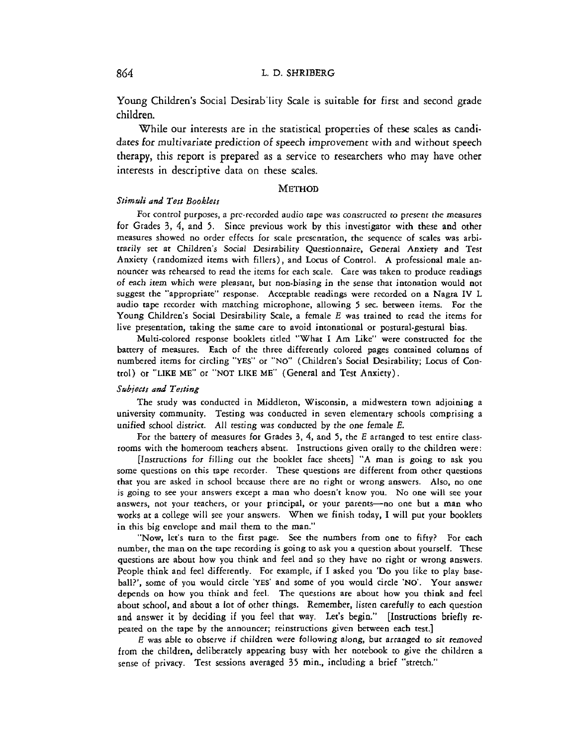Young Children's Social Desirab'lity Scale is suitable for first and second grade children.

While our interests are in the statistical properties of these scales as candidates for multivariate prediction of speech improvement with and without speech therapy, this report is prepared as a service to researchers who may have other interests in descriptive data on these scales.

## METHOD

### *Stimuli and Test Booklets*

For control purposes, a pre-recorded audio tape was constructed to present the measures for Grades 3, 4, and 5. Since previous work by this investigator with these and other measures showed no order effects for scale presentation, the sequence of scales was arbitrarily set at Children's Social Desirability Questionnaire, General Anxiety and Test Anxiety (randomized items with fillers), and Locus of Control. A professional male announcer was rehearsed to read the items for each scale. Care was taken to produce readings of each item which were pleasant, but non-biasing in the sense that intonation would not suggest the "appropriate" response. Acceptable readings were recorded on a Nagra IV L audio tape recorder with matching microphone, allowing 5 sec. between items. For the Young Children's Social Desirability Scale, a female *E* was trained to read the items for live presentation, taking the same care to avoid intonational or postural-gestural bias.

Multi-colored response booklets titled "What I Am Like" were constructed for the battery of measures. Each of the three differently colored pages contained columns of numbered items for circling "YES" or "NO" (Children's Social Desirability; Locus of Control) or "LIKE ME" or "NOT LIKE ME" (General and Test Anxiety).

### *Subjects and Testing*

The study was conducted in Middleton, Wisconsin, a midwestern town adjoining a university community. Testing was conducted in seven elementary schools comprising a unified school district. All testing was conducted by the one female *E*.

For the battery of measures for Grades 3, 4, and 5, the *E* arranged to test entire classrooms with the homeroom teachers absent. Instructions given orally to the children were:

[Instructions for filling out the booklet face sheets] "A man is going to ask you some questions on this tape recorder. These questions are different from other questions that you are asked in school because there are no right or wrong answers. Also, no one is going to see your answers except a man who doesn't know you. No one will see your answers, not your teachers, or your principal, or your parents—no one but a man who works at a college will see your answers. When we finish today, I will put your booklets in this big envelope and mail them to the man."

"Now, let's turn to the first page. See the numbers from one to fifty? For each number, the man on the tape recording is going to ask you a question about yourself. These questions are about how you think and feel and so they have no right or wrong answers. People think and feel differently. For example, if I asked you 'Do you like to play baseball?', some of you would circle 'YES' and some of you would circle 'NO'. Your answer depends on how you think and feel. The questions are about how you think and feel about school, and about a lot of other things. Remember, listen carefully to each question and answer it by deciding if you feel that way. Let's begin." [Instructions briefly repeated on the tape by the announcer; reinstructions given between each test.]

*E* was able to observe if children were following along, but arranged to sit removed from the children, deliberately appearing busy with her notebook to give the children a sense of privacy. Test sessions averaged 35 min., including a brief "stretch."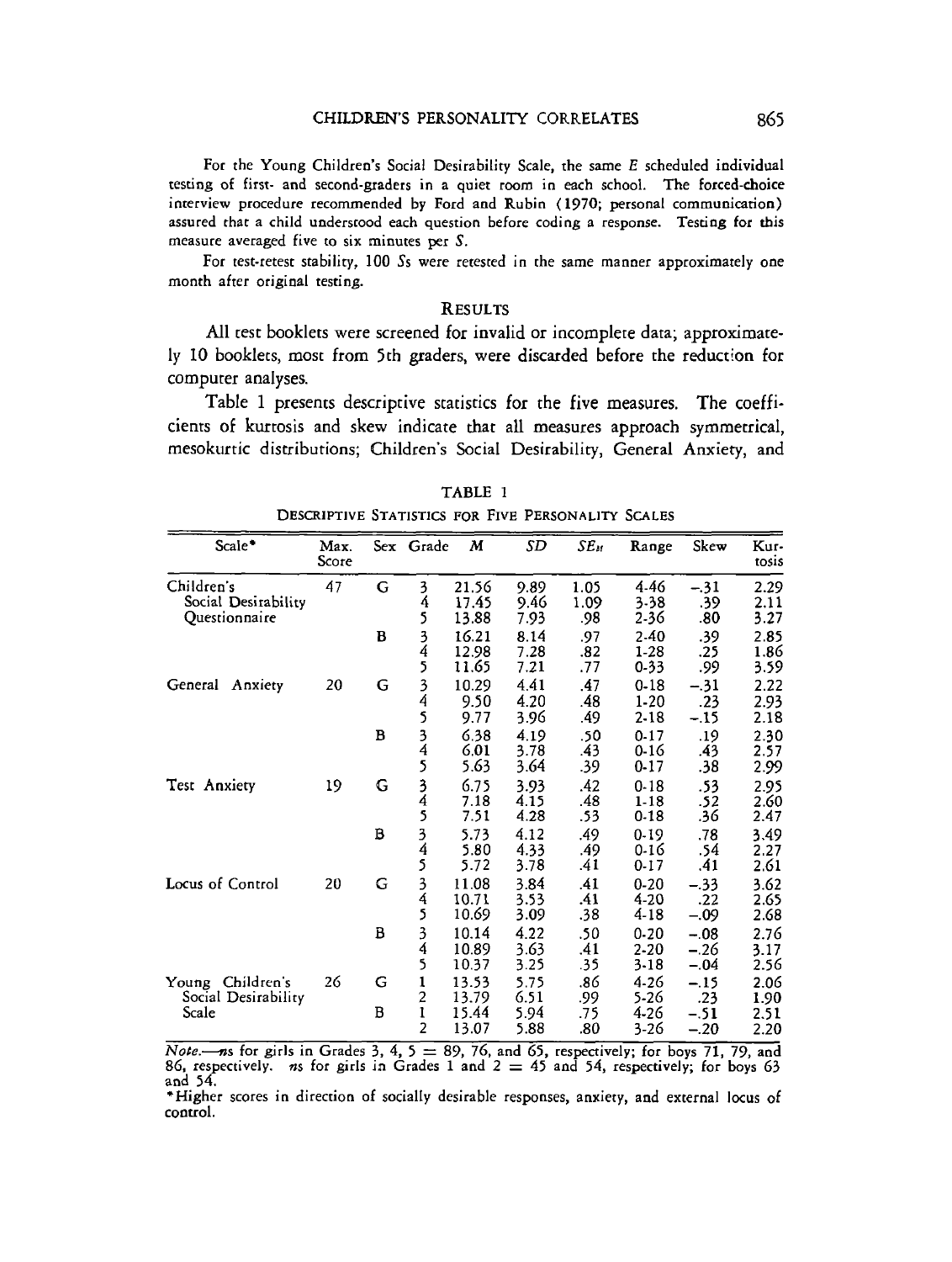For the Young Children's Social Desirability Scale, the same *E* scheduled individual testing of first- and second-graders in a quiet room in each school. The forced-choice interview procedure recommended by Ford and Rubin (1970; personal communication) assured that a child understood each question before coding a response. Testing for this measure averaged five to six minutes per *S*.

For test-retest stability, 100 *S*s were retested in the same manner approximately one month after original testing.

## RESULTS

All test booklets were screened for invalid or incomplete data; approximately 10 booklets, most from 5th graders, were discarded before the reduction for computer analyses.

Table 1 presents descriptive statistics for the five measures. The coefficients of kurtosis and skew indicate that all measures approach symmetrical, mesokurtic distributions; Children's Social Desirability, General Anxiety, and

TABLE 1

DESCRIPTIVE STATISTICS FOR FIVE PERSONALITY SCALES

| Scale* | Max. Score | Sex | Grade | *M* | *SD* | $SE_M$ | Range | Skew | Kurtosis |
|---|---|---|---|---|---|---|---|---|---|
| Children's Social Desirability Questionnaire | 47 | G | 3 | 21.56 | 9.89 | 1.05 | 4-46 | −.31 | 2.29 |
| | | | 4 | 17.45 | 9.46 | 1.09 | 3-38 | .39 | 2.11 |
| | | | 5 | 13.88 | 7.93 | .98 | 2-36 | .80 | 3.27 |
| | | B | 3 | 16.21 | 8.14 | .97 | 2-40 | .39 | 2.85 |
| | | | 4 | 12.98 | 7.28 | .82 | 1-28 | .25 | 1.86 |
| | | | 5 | 11.65 | 7.21 | .77 | 0-33 | .99 | 3.59 |
| General Anxiety | 20 | G | 3 | 10.29 | 4.41 | .47 | 0-18 | −.31 | 2.22 |
| | | | 4 | 9.50 | 4.20 | .48 | 1-20 | .23 | 2.93 |
| | | | 5 | 9.77 | 3.96 | .49 | 2-18 | −.15 | 2.18 |
| | | B | 3 | 6.38 | 4.19 | .50 | 0-17 | .19 | 2.30 |
| | | | 4 | 6.01 | 3.78 | .43 | 0-16 | .43 | 2.57 |
| | | | 5 | 5.63 | 3.64 | .39 | 0-17 | .38 | 2.99 |
| Test Anxiety | 19 | G | 3 | 6.75 | 3.93 | .42 | 0-18 | .53 | 2.95 |
| | | | 4 | 7.18 | 4.15 | .48 | 1-18 | .52 | 2.60 |
| | | | 5 | 7.51 | 4.28 | .53 | 0-18 | .36 | 2.47 |
| | | B | 3 | 5.73 | 4.12 | .49 | 0-19 | .78 | 3.49 |
| | | | 4 | 5.80 | 4.33 | .49 | 0-16 | .54 | 2.27 |
| | | | 5 | 5.72 | 3.78 | .41 | 0-17 | .41 | 2.61 |
| Locus of Control | 20 | G | 3 | 11.08 | 3.84 | .41 | 0-20 | −.33 | 3.62 |
| | | | 4 | 10.71 | 3.53 | .41 | 4-20 | .22 | 2.65 |
| | | | 5 | 10.69 | 3.09 | .38 | 4-18 | −.09 | 2.68 |
| | | B | 3 | 10.14 | 4.22 | .50 | 0-20 | −.08 | 2.76 |
| | | | 4 | 10.89 | 3.63 | .41 | 2-20 | −.26 | 3.17 |
| | | | 5 | 10.37 | 3.25 | .35 | 3-18 | −.04 | 2.56 |
| Young Children's Social Desirability Scale | 26 | G | 1 | 13.53 | 5.75 | .86 | 4-26 | −.15 | 2.06 |
| | | | 2 | 13.79 | 6.51 | .99 | 5-26 | .23 | 1.90 |
| | | B | 1 | 15.44 | 5.94 | .75 | 4-26 | −.51 | 2.51 |
| | | | 2 | 13.07 | 5.88 | .80 | 3-26 | −.20 | 2.20 |

*Note.*—*n*s for girls in Grades 3, 4, 5 = 89, 76, and 65, respectively; for boys 71, 79, and 86, respectively. *n*s for girls in Grades 1 and 2 = 45 and 54, respectively; for boys 63 and 54.

*Higher scores in direction of socially desirable responses, anxiety, and external locus of control.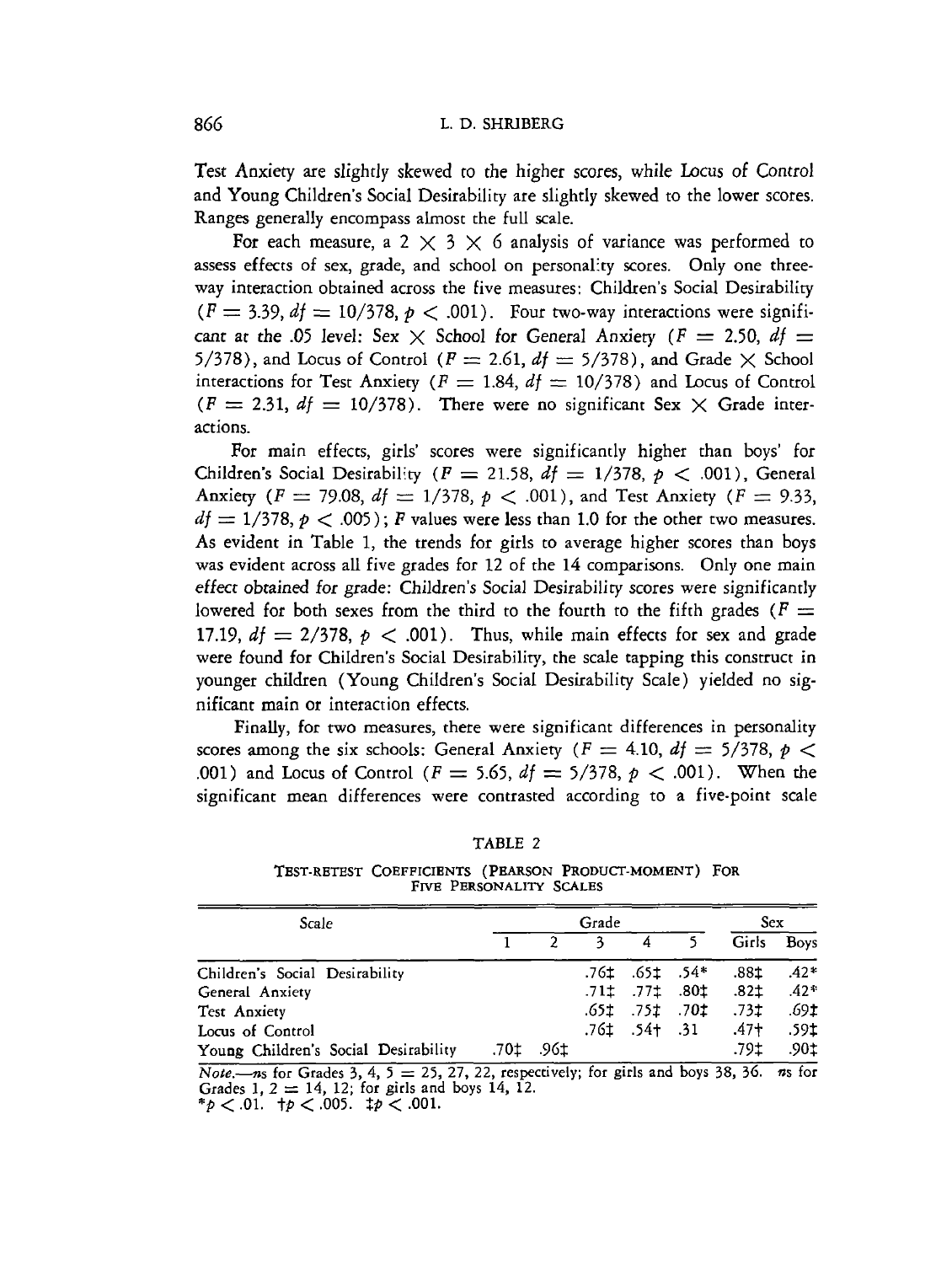Test Anxiety are slightly skewed to the higher scores, while Locus of Control and Young Children's Social Desirability are slightly skewed to the lower scores. Ranges generally encompass almost the full scale.

For each measure, a $2 \times 3 \times 6$ analysis of variance was performed to assess effects of sex, grade, and school on personality scores. Only one three-way interaction obtained across the five measures: Children's Social Desirability ($F = 3.39$, $df = 10/378$, $p < .001$). Four two-way interactions were significant at the .05 level: Sex $\times$ School for General Anxiety ($F = 2.50$, $df = 5/378$), and Locus of Control ($F = 2.61$, $df = 5/378$), and Grade $\times$ School interactions for Test Anxiety ($F = 1.84$, $df = 10/378$) and Locus of Control ($F = 2.31$, $df = 10/378$). There were no significant Sex $\times$ Grade interactions.

For main effects, girls' scores were significantly higher than boys' for Children's Social Desirability ($F = 21.58$, $df = 1/378$, $p < .001$), General Anxiety ($F = 79.08$, $df = 1/378$, $p < .001$), and Test Anxiety ($F = 9.33$, $df = 1/378$, $p < .005$); $F$ values were less than 1.0 for the other two measures. As evident in Table 1, the trends for girls to average higher scores than boys was evident across all five grades for 12 of the 14 comparisons. Only one main effect obtained for grade: Children's Social Desirability scores were significantly lowered for both sexes from the third to the fourth to the fifth grades ($F = 17.19$, $df = 2/378$, $p < .001$). Thus, while main effects for sex and grade were found for Children's Social Desirability, the scale tapping this construct in younger children (Young Children's Social Desirability Scale) yielded no significant main or interaction effects.

Finally, for two measures, there were significant differences in personality scores among the six schools: General Anxiety ($F = 4.10$, $df = 5/378$, $p < .001$) and Locus of Control ($F = 5.65$, $df = 5/378$, $p < .001$). When the significant mean differences were contrasted according to a five-point scale

TABLE 2

TEST-RETEST COEFFICIENTS (PEARSON PRODUCT-MOMENT) FOR FIVE PERSONALITY SCALES

| Scale | Grade | | | | | Sex | |
|---|---|---|---|---|---|---|---|
| | 1 | 2 | 3 | 4 | 5 | Girls | Boys |
| Children's Social Desirability | | | .76‡ | .65‡ | .54* | .88‡ | .42* |
| General Anxiety | | | .71‡ | .77‡ | .80‡ | .82‡ | .42* |
| Test Anxiety | | | .65‡ | .75‡ | .70‡ | .73‡ | .69‡ |
| Locus of Control | | | .76‡ | .54† | .31 | .47† | .59‡ |
| Young Children's Social Desirability | .70‡ | .96‡ | | | | .79‡ | .90‡ |

*Note.*—*n*s for Grades 3, 4, 5 = 25, 27, 22, respectively; for girls and boys 38, 36. *n*s for Grades 1, 2 = 14, 12; for girls and boys 14, 12.
*$p < .01$. †$p < .005$. ‡$p < .001$.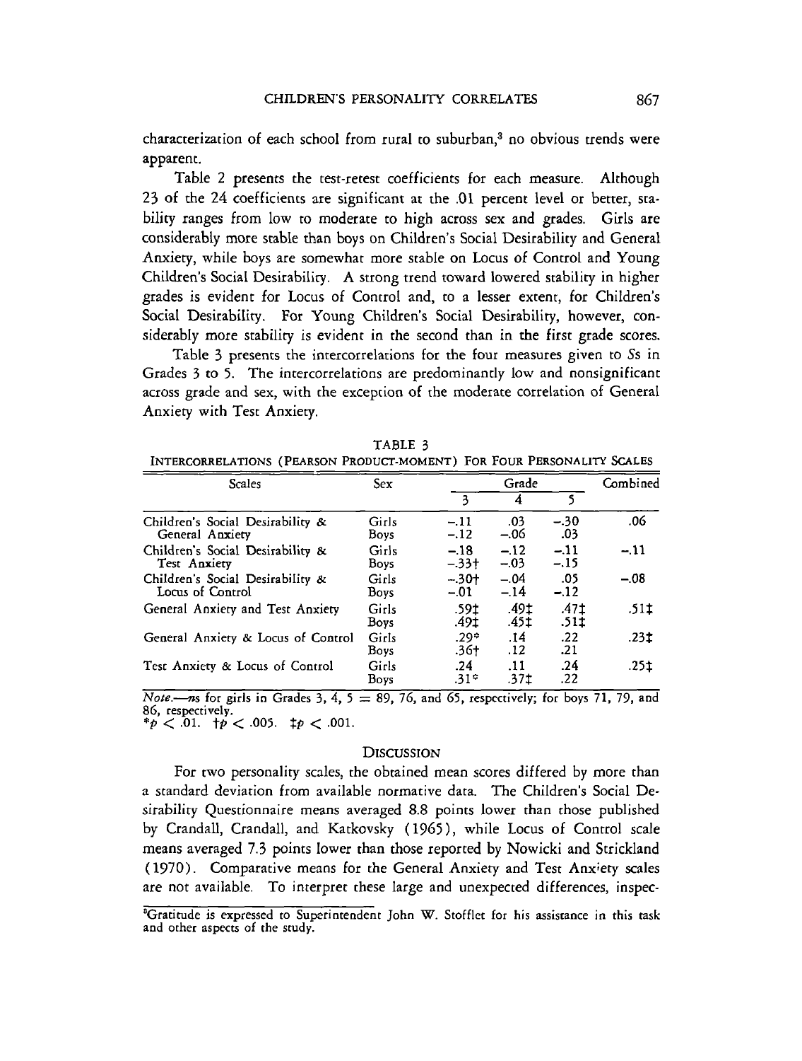characterization of each school from rural to suburban,[3] no obvious trends were apparent.

Table 2 presents the test-retest coefficients for each measure. Although 23 of the 24 coefficients are significant at the .01 percent level or better, stability ranges from low to moderate to high across sex and grades. Girls are considerably more stable than boys on Children's Social Desirability and General Anxiety, while boys are somewhat more stable on Locus of Control and Young Children's Social Desirability. A strong trend toward lowered stability in higher grades is evident for Locus of Control and, to a lesser extent, for Children's Social Desirability. For Young Children's Social Desirability, however, considerably more stability is evident in the second than in the first grade scores.

Table 3 presents the intercorrelations for the four measures given to *S*s in Grades 3 to 5. The intercorrelations are predominantly low and nonsignificant across grade and sex, with the exception of the moderate correlation of General Anxiety with Test Anxiety.

TABLE 3
INTERCORRELATIONS (PEARSON PRODUCT-MOMENT) FOR FOUR PERSONALITY SCALES

| Scales | Sex | Grade | | | Combined |
|---|---|---|---|---|---|
| | | 3 | 4 | 5 | |
| Children's Social Desirability & General Anxiety | Girls | −.11 | .03 | −.30 | .06 |
| | Boys | −.12 | −.06 | .03 | |
| Children's Social Desirability & Test Anxiety | Girls | −.18 | −.12 | −.11 | −.11 |
| | Boys | −.33† | −.03 | −.15 | |
| Children's Social Desirability & Locus of Control | Girls | −.30† | −.04 | .05 | −.08 |
| | Boys | −.01 | −.14 | −.12 | |
| General Anxiety and Test Anxiety | Girls | .59‡ | .49‡ | .47‡ | .51‡ |
| | Boys | .49‡ | .45‡ | .51‡ | |
| General Anxiety & Locus of Control | Girls | .29* | .14 | .22 | .23‡ |
| | Boys | .36† | .12 | .21 | |
| Test Anxiety & Locus of Control | Girls | .24 | .11 | .24 | .25‡ |
| | Boys | .31* | .37‡ | .22 | |

*Note.*—*n*s for girls in Grades 3, 4, 5 = 89, 76, and 65, respectively; for boys 71, 79, and 86, respectively.
*$p < .01$. †$p < .005$. ‡$p < .001$.

## DISCUSSION

For two personality scales, the obtained mean scores differed by more than a standard deviation from available normative data. The Children's Social Desirability Questionnaire means averaged 8.8 points lower than those published by Crandall, Crandall, and Katkovsky (1965), while Locus of Control scale means averaged 7.3 points lower than those reported by Nowicki and Strickland (1970). Comparative means for the General Anxiety and Test Anxiety scales are not available. To interpret these large and unexpected differences, inspec-

[3]Gratitude is expressed to Superintendent John W. Stofflet for his assistance in this task and other aspects of the study.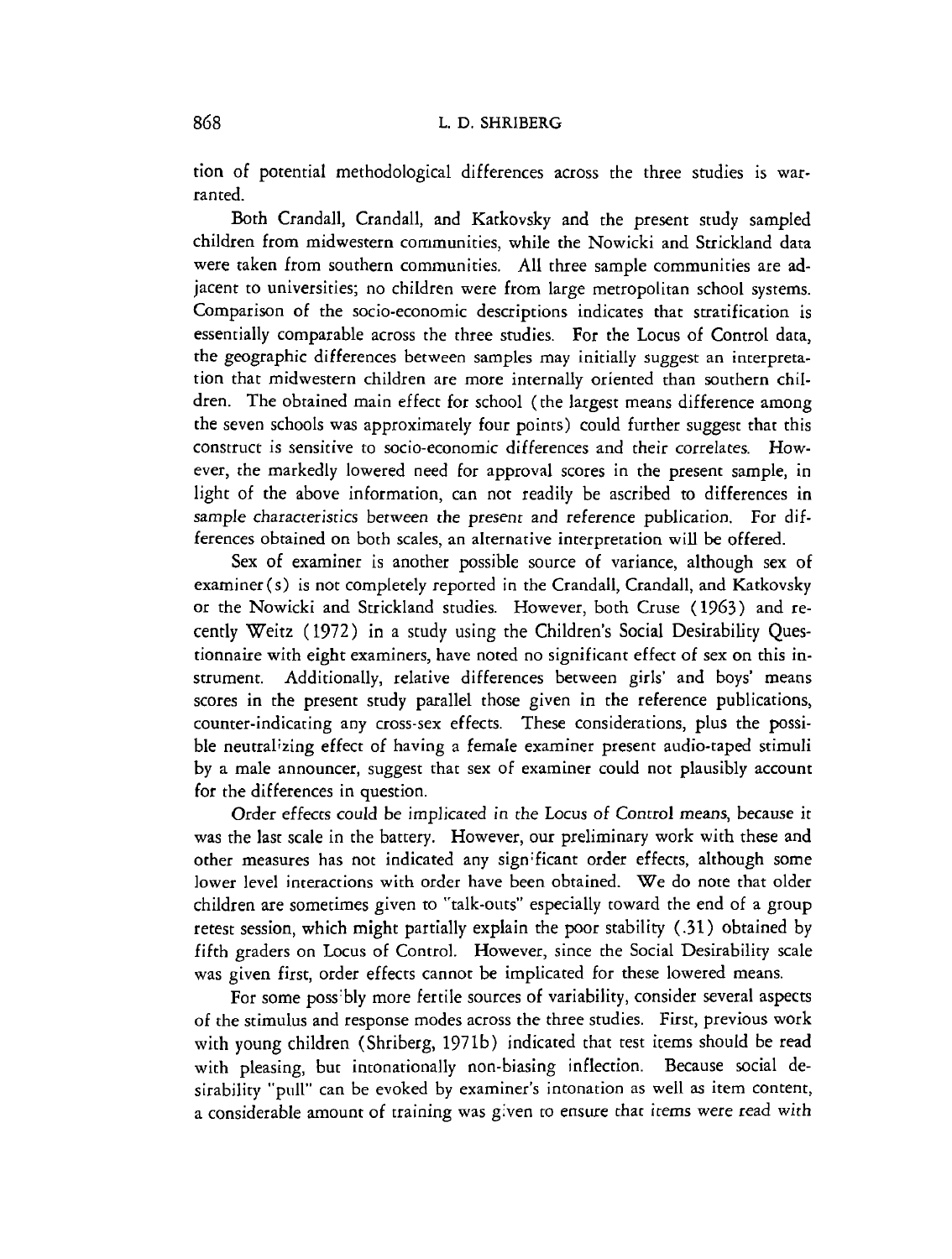tion of potential methodological differences across the three studies is warranted.

Both Crandall, Crandall, and Katkovsky and the present study sampled children from midwestern communities, while the Nowicki and Strickland data were taken from southern communities. All three sample communities are adjacent to universities; no children were from large metropolitan school systems. Comparison of the socio-economic descriptions indicates that stratification is essentially comparable across the three studies. For the Locus of Control data, the geographic differences between samples may initially suggest an interpretation that midwestern children are more internally oriented than southern children. The obtained main effect for school (the largest means difference among the seven schools was approximately four points) could further suggest that this construct is sensitive to socio-economic differences and their correlates. However, the markedly lowered need for approval scores in the present sample, in light of the above information, can not readily be ascribed to differences in sample characteristics between the present and reference publication. For differences obtained on both scales, an alternative interpretation will be offered.

Sex of examiner is another possible source of variance, although sex of examiner(s) is not completely reported in the Crandall, Crandall, and Katkovsky or the Nowicki and Strickland studies. However, both Cruse (1963) and recently Weitz (1972) in a study using the Children's Social Desirability Questionnaire with eight examiners, have noted no significant effect of sex on this instrument. Additionally, relative differences between girls' and boys' means scores in the present study parallel those given in the reference publications, counter-indicating any cross-sex effects. These considerations, plus the possible neutralizing effect of having a female examiner present audio-taped stimuli by a male announcer, suggest that sex of examiner could not plausibly account for the differences in question.

Order effects could be implicated in the Locus of Control means, because it was the last scale in the battery. However, our preliminary work with these and other measures has not indicated any significant order effects, although some lower level interactions with order have been obtained. We do note that older children are sometimes given to "talk-outs" especially toward the end of a group retest session, which might partially explain the poor stability (.31) obtained by fifth graders on Locus of Control. However, since the Social Desirability scale was given first, order effects cannot be implicated for these lowered means.

For some possibly more fertile sources of variability, consider several aspects of the stimulus and response modes across the three studies. First, previous work with young children (Shriberg, 1971b) indicated that test items should be read with pleasing, but intonationally non-biasing inflection. Because social desirability "pull" can be evoked by examiner's intonation as well as item content, a considerable amount of training was given to ensure that items were read with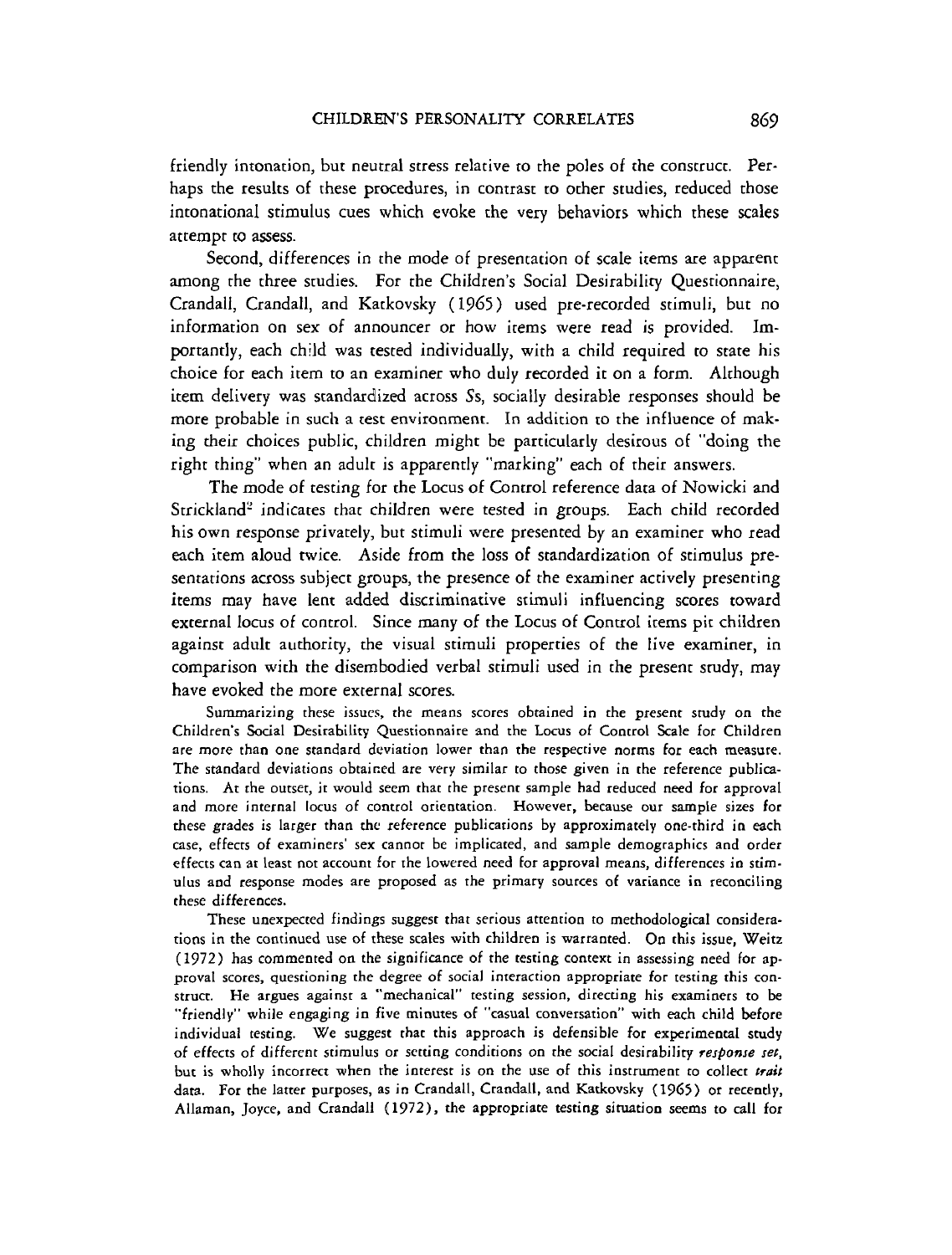friendly intonation, but neutral stress relative to the poles of the construct. Perhaps the results of these procedures, in contrast to other studies, reduced those intonational stimulus cues which evoke the very behaviors which these scales attempt to assess.

Second, differences in the mode of presentation of scale items are apparent among the three studies. For the Children's Social Desirability Questionnaire, Crandall, Crandall, and Katkovsky (1965) used pre-recorded stimuli, but no information on sex of announcer or how items were read is provided. Importantly, each child was tested individually, with a child required to state his choice for each item to an examiner who duly recorded it on a form. Although item delivery was standardized across Ss, socially desirable responses should be more probable in such a test environment. In addition to the influence of making their choices public, children might be particularly desirous of "doing the right thing" when an adult is apparently "marking" each of their answers.

The mode of testing for the Locus of Control reference data of Nowicki and Strickland[2] indicates that children were tested in groups. Each child recorded his own response privately, but stimuli were presented by an examiner who read each item aloud twice. Aside from the loss of standardization of stimulus presentations across subject groups, the presence of the examiner actively presenting items may have lent added discriminative stimuli influencing scores toward external locus of control. Since many of the Locus of Control items pit children against adult authority, the visual stimuli properties of the live examiner, in comparison with the disembodied verbal stimuli used in the present study, may have evoked the more external scores.

Summarizing these issues, the means scores obtained in the present study on the Children's Social Desirability Questionnaire and the Locus of Control Scale for Children are more than one standard deviation lower than the respective norms for each measure. The standard deviations obtained are very similar to those given in the reference publications. At the outset, it would seem that the present sample had reduced need for approval and more internal locus of control orientation. However, because our sample sizes for these grades is larger than the reference publications by approximately one-third in each case, effects of examiners' sex cannot be implicated, and sample demographics and order effects can at least not account for the lowered need for approval means, differences in stimulus and response modes are proposed as the primary sources of variance in reconciling these differences.

These unexpected findings suggest that serious attention to methodological considerations in the continued use of these scales with children is warranted. On this issue, Weitz (1972) has commented on the significance of the testing context in assessing need for approval scores, questioning the degree of social interaction appropriate for testing this construct. He argues against a "mechanical" testing session, directing his examiners to be "friendly" while engaging in five minutes of "casual conversation" with each child before individual testing. We suggest that this approach is defensible for experimental study of effects of different stimulus or setting conditions on the social desirability *response set*, but is wholly incorrect when the interest is on the use of this instrument to collect *trait* data. For the latter purposes, as in Crandall, Crandall, and Katkovsky (1965) or recently, Allaman, Joyce, and Crandall (1972), the appropriate testing situation seems to call for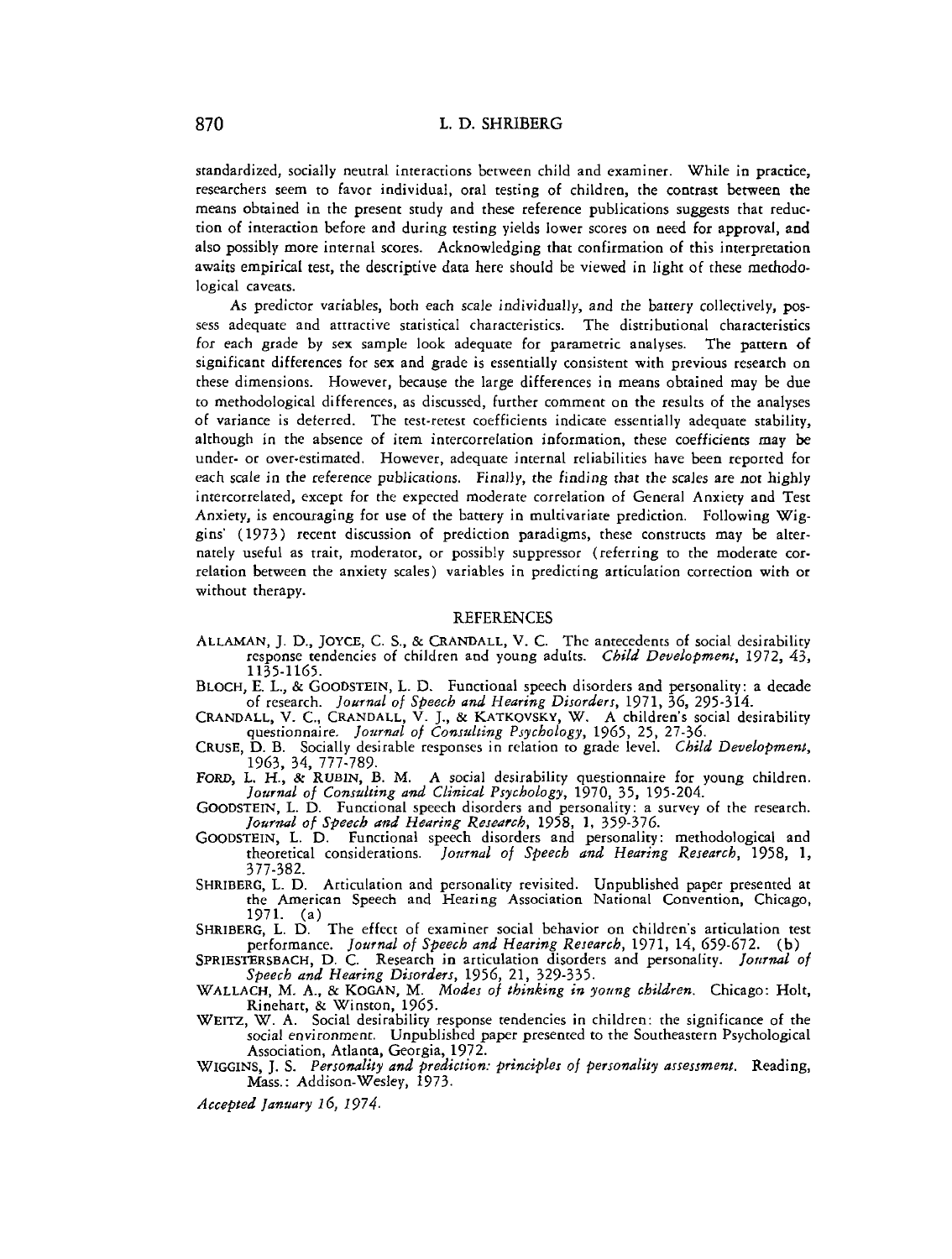standardized, socially neutral interactions between child and examiner. While in practice, researchers seem to favor individual, oral testing of children, the contrast between the means obtained in the present study and these reference publications suggests that reduction of interaction before and during testing yields lower scores on need for approval, and also possibly more internal scores. Acknowledging that confirmation of this interpretation awaits empirical test, the descriptive data here should be viewed in light of these methodological caveats.

As predictor variables, both each scale individually, and the battery collectively, possess adequate and attractive statistical characteristics. The distributional characteristics for each grade by sex sample look adequate for parametric analyses. The pattern of significant differences for sex and grade is essentially consistent with previous research on these dimensions. However, because the large differences in means obtained may be due to methodological differences, as discussed, further comment on the results of the analyses of variance is deferred. The test-retest coefficients indicate essentially adequate stability, although in the absence of item intercorrelation information, these coefficients may be under- or over-estimated. However, adequate internal reliabilities have been reported for each scale in the reference publications. Finally, the finding that the scales are not highly intercorrelated, except for the expected moderate correlation of General Anxiety and Test Anxiety, is encouraging for use of the battery in multivariate prediction. Following Wiggins' (1973) recent discussion of prediction paradigms, these constructs may be alternately useful as trait, moderator, or possibly suppressor (referring to the moderate correlation between the anxiety scales) variables in predicting articulation correction with or without therapy.

## REFERENCES

ALLAMAN, J. D., JOYCE, C. S., & CRANDALL, V. C. The antecedents of social desirability response tendencies of children and young adults. *Child Development*, 1972, 43, 1135-1165.

BLOCH, E. L., & GOODSTEIN, L. D. Functional speech disorders and personality: a decade of research. *Journal of Speech and Hearing Disorders*, 1971, 36, 295-314.

CRANDALL, V. C., CRANDALL, V. J., & KATKOVSKY, W. A children's social desirability questionnaire. *Journal of Consulting Psychology*, 1965, 25, 27-36.

CRUSE, D. B. Socially desirable responses in relation to grade level. *Child Development*, 1963, 34, 777-789.

FORD, L. H., & RUBIN, B. M. A social desirability questionnaire for young children. *Journal of Consulting and Clinical Psychology*, 1970, 35, 195-204.

GOODSTEIN, L. D. Functional speech disorders and personality: a survey of the research. *Journal of Speech and Hearing Research*, 1958, 1, 359-376.

GOODSTEIN, L. D. Functional speech disorders and personality: methodological and theoretical considerations. *Journal of Speech and Hearing Research*, 1958, 1, 377-382.

SHRIBERG, L. D. Articulation and personality revisited. Unpublished paper presented at the American Speech and Hearing Association National Convention, Chicago, 1971. (a)

SHRIBERG, L. D. The effect of examiner social behavior on children's articulation test performance. *Journal of Speech and Hearing Research*, 1971, 14, 659-672. (b)

SPRIESTERSBACH, D. C. Research in articulation disorders and personality. *Journal of Speech and Hearing Disorders*, 1956, 21, 329-335.

WALLACH, M. A., & KOGAN, M. *Modes of thinking in young children*. Chicago: Holt, Rinehart, & Winston, 1965.

WEITZ, W. A. Social desirability response tendencies in children: the significance of the social environment. Unpublished paper presented to the Southeastern Psychological Association, Atlanta, Georgia, 1972.

WIGGINS, J. S. *Personality and prediction: principles of personality assessment*. Reading, Mass.: Addison-Wesley, 1973.

*Accepted January 16, 1974.*